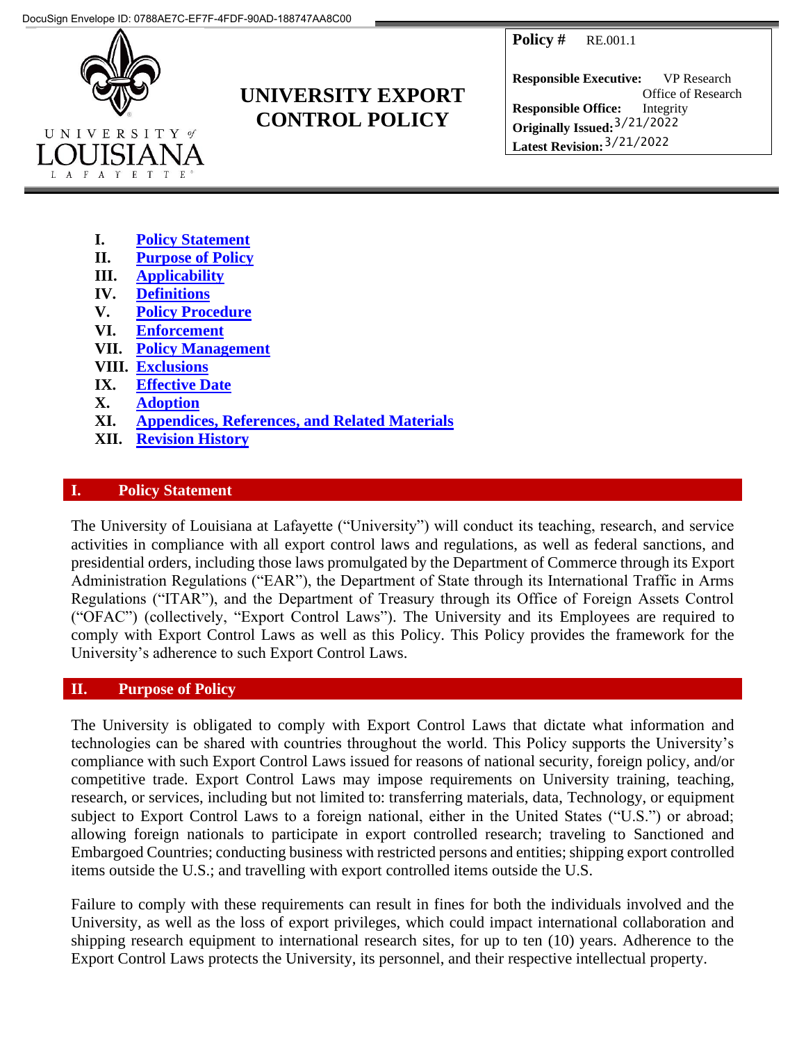DocuSign Envelope ID: 0788AE7C-EF7F-4FDF-90AD-188747AA8C00

# UNIVERSITY EXPORT CONTROL POLICY

| | |
|---|---|
| **Policy #** | RE.001.1 |
| **Responsible Executive:** | VP Research |
| **Responsible Office:** | Office of Research Integrity |
| **Originally Issued:** | 3/21/2022 |
| **Latest Revision:** | 3/21/2022 |

I. Policy Statement
II. Purpose of Policy
III. Applicability
IV. Definitions
V. Policy Procedure
VI. Enforcement
VII. Policy Management
VIII. Exclusions
IX. Effective Date
X. Adoption
XI. Appendices, References, and Related Materials
XII. Revision History

## I. Policy Statement

The University of Louisiana at Lafayette ("University") will conduct its teaching, research, and service activities in compliance with all export control laws and regulations, as well as federal sanctions, and presidential orders, including those laws promulgated by the Department of Commerce through its Export Administration Regulations ("EAR"), the Department of State through its International Traffic in Arms Regulations ("ITAR"), and the Department of Treasury through its Office of Foreign Assets Control ("OFAC") (collectively, "Export Control Laws"). The University and its Employees are required to comply with Export Control Laws as well as this Policy. This Policy provides the framework for the University's adherence to such Export Control Laws.

## II. Purpose of Policy

The University is obligated to comply with Export Control Laws that dictate what information and technologies can be shared with countries throughout the world. This Policy supports the University's compliance with such Export Control Laws issued for reasons of national security, foreign policy, and/or competitive trade. Export Control Laws may impose requirements on University training, teaching, research, or services, including but not limited to: transferring materials, data, Technology, or equipment subject to Export Control Laws to a foreign national, either in the United States ("U.S.") or abroad; allowing foreign nationals to participate in export controlled research; traveling to Sanctioned and Embargoed Countries; conducting business with restricted persons and entities; shipping export controlled items outside the U.S.; and travelling with export controlled items outside the U.S.

Failure to comply with these requirements can result in fines for both the individuals involved and the University, as well as the loss of export privileges, which could impact international collaboration and shipping research equipment to international research sites, for up to ten (10) years. Adherence to the Export Control Laws protects the University, its personnel, and their respective intellectual property.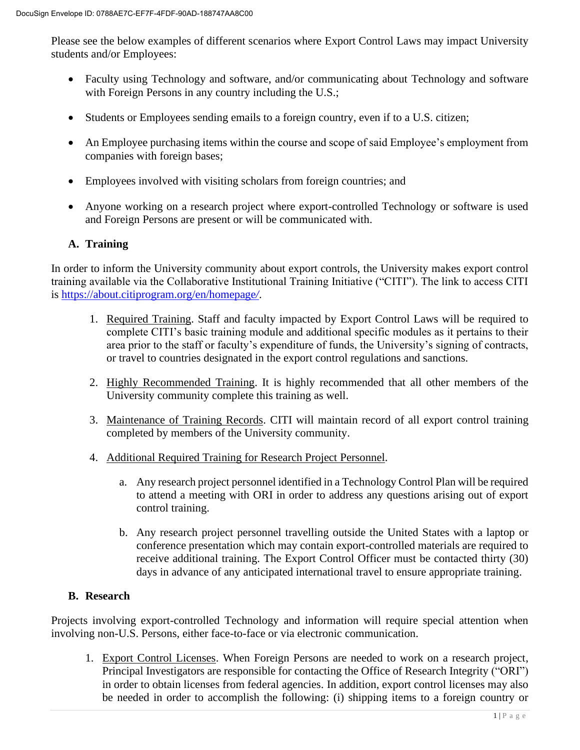Please see the below examples of different scenarios where Export Control Laws may impact University students and/or Employees:

- Faculty using Technology and software, and/or communicating about Technology and software with Foreign Persons in any country including the U.S.;
- Students or Employees sending emails to a foreign country, even if to a U.S. citizen;
- An Employee purchasing items within the course and scope of said Employee's employment from companies with foreign bases;
- Employees involved with visiting scholars from foreign countries; and
- Anyone working on a research project where export-controlled Technology or software is used and Foreign Persons are present or will be communicated with.

### A. Training

In order to inform the University community about export controls, the University makes export control training available via the Collaborative Institutional Training Initiative ("CITI"). The link to access CITI is https://about.citiprogram.org/en/homepage/.

1. Required Training. Staff and faculty impacted by Export Control Laws will be required to complete CITI's basic training module and additional specific modules as it pertains to their area prior to the staff or faculty's expenditure of funds, the University's signing of contracts, or travel to countries designated in the export control regulations and sanctions.

2. Highly Recommended Training. It is highly recommended that all other members of the University community complete this training as well.

3. Maintenance of Training Records. CITI will maintain record of all export control training completed by members of the University community.

4. Additional Required Training for Research Project Personnel.

   a. Any research project personnel identified in a Technology Control Plan will be required to attend a meeting with ORI in order to address any questions arising out of export control training.

   b. Any research project personnel travelling outside the United States with a laptop or conference presentation which may contain export-controlled materials are required to receive additional training. The Export Control Officer must be contacted thirty (30) days in advance of any anticipated international travel to ensure appropriate training.

### B. Research

Projects involving export-controlled Technology and information will require special attention when involving non-U.S. Persons, either face-to-face or via electronic communication.

1. Export Control Licenses. When Foreign Persons are needed to work on a research project, Principal Investigators are responsible for contacting the Office of Research Integrity ("ORI") in order to obtain licenses from federal agencies. In addition, export control licenses may also be needed in order to accomplish the following: (i) shipping items to a foreign country or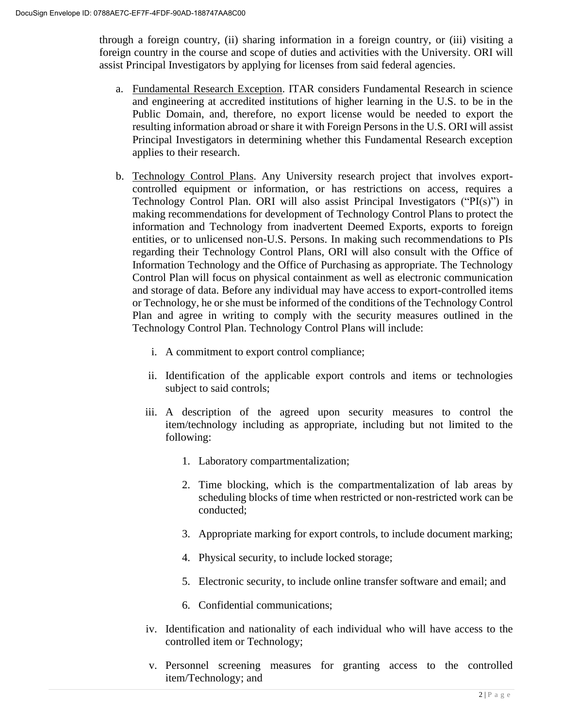through a foreign country, (ii) sharing information in a foreign country, or (iii) visiting a foreign country in the course and scope of duties and activities with the University. ORI will assist Principal Investigators by applying for licenses from said federal agencies.

a. Fundamental Research Exception. ITAR considers Fundamental Research in science and engineering at accredited institutions of higher learning in the U.S. to be in the Public Domain, and, therefore, no export license would be needed to export the resulting information abroad or share it with Foreign Persons in the U.S. ORI will assist Principal Investigators in determining whether this Fundamental Research exception applies to their research.

b. Technology Control Plans. Any University research project that involves export-controlled equipment or information, or has restrictions on access, requires a Technology Control Plan. ORI will also assist Principal Investigators ("PI(s)") in making recommendations for development of Technology Control Plans to protect the information and Technology from inadvertent Deemed Exports, exports to foreign entities, or to unlicensed non-U.S. Persons. In making such recommendations to PIs regarding their Technology Control Plans, ORI will also consult with the Office of Information Technology and the Office of Purchasing as appropriate. The Technology Control Plan will focus on physical containment as well as electronic communication and storage of data. Before any individual may have access to export-controlled items or Technology, he or she must be informed of the conditions of the Technology Control Plan and agree in writing to comply with the security measures outlined in the Technology Control Plan. Technology Control Plans will include:

   i. A commitment to export control compliance;

   ii. Identification of the applicable export controls and items or technologies subject to said controls;

   iii. A description of the agreed upon security measures to control the item/technology including as appropriate, including but not limited to the following:

      1. Laboratory compartmentalization;

      2. Time blocking, which is the compartmentalization of lab areas by scheduling blocks of time when restricted or non-restricted work can be conducted;

      3. Appropriate marking for export controls, to include document marking;

      4. Physical security, to include locked storage;

      5. Electronic security, to include online transfer software and email; and

      6. Confidential communications;

   iv. Identification and nationality of each individual who will have access to the controlled item or Technology;

   v. Personnel screening measures for granting access to the controlled item/Technology; and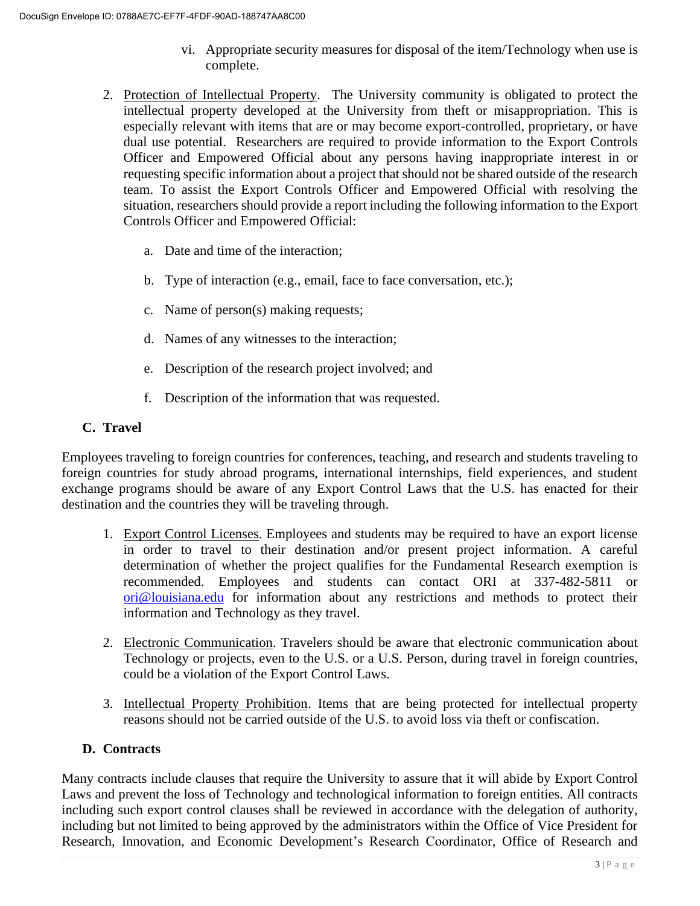vi. Appropriate security measures for disposal of the item/Technology when use is complete.

2. Protection of Intellectual Property. The University community is obligated to protect the intellectual property developed at the University from theft or misappropriation. This is especially relevant with items that are or may become export-controlled, proprietary, or have dual use potential. Researchers are required to provide information to the Export Controls Officer and Empowered Official about any persons having inappropriate interest in or requesting specific information about a project that should not be shared outside of the research team. To assist the Export Controls Officer and Empowered Official with resolving the situation, researchers should provide a report including the following information to the Export Controls Officer and Empowered Official:

   a. Date and time of the interaction;

   b. Type of interaction (e.g., email, face to face conversation, etc.);

   c. Name of person(s) making requests;

   d. Names of any witnesses to the interaction;

   e. Description of the research project involved; and

   f. Description of the information that was requested.

### C. Travel

Employees traveling to foreign countries for conferences, teaching, and research and students traveling to foreign countries for study abroad programs, international internships, field experiences, and student exchange programs should be aware of any Export Control Laws that the U.S. has enacted for their destination and the countries they will be traveling through.

1. Export Control Licenses. Employees and students may be required to have an export license in order to travel to their destination and/or present project information. A careful determination of whether the project qualifies for the Fundamental Research exemption is recommended. Employees and students can contact ORI at 337-482-5811 or ori@louisiana.edu for information about any restrictions and methods to protect their information and Technology as they travel.

2. Electronic Communication. Travelers should be aware that electronic communication about Technology or projects, even to the U.S. or a U.S. Person, during travel in foreign countries, could be a violation of the Export Control Laws.

3. Intellectual Property Prohibition. Items that are being protected for intellectual property reasons should not be carried outside of the U.S. to avoid loss via theft or confiscation.

### D. Contracts

Many contracts include clauses that require the University to assure that it will abide by Export Control Laws and prevent the loss of Technology and technological information to foreign entities. All contracts including such export control clauses shall be reviewed in accordance with the delegation of authority, including but not limited to being approved by the administrators within the Office of Vice President for Research, Innovation, and Economic Development's Research Coordinator, Office of Research and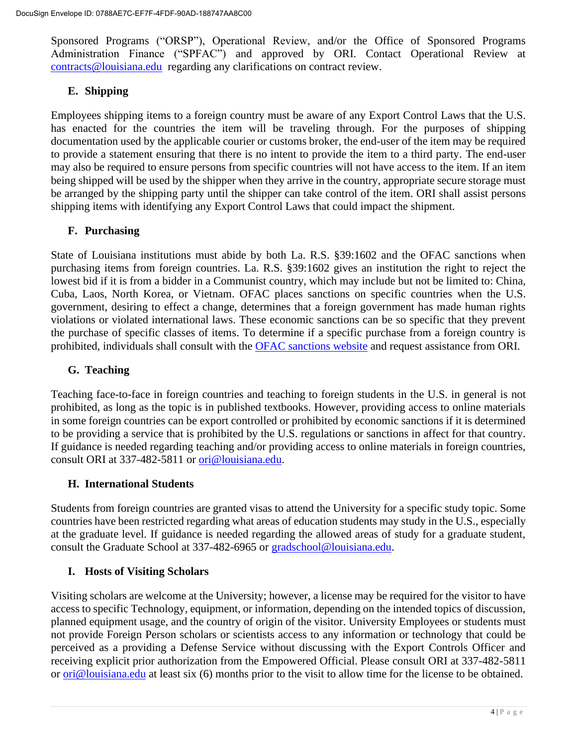Sponsored Programs ("ORSP"), Operational Review, and/or the Office of Sponsored Programs Administration Finance ("SPFAC") and approved by ORI. Contact Operational Review at [contracts@louisiana.edu](mailto:contracts@louisiana.edu) regarding any clarifications on contract review.

### E. Shipping

Employees shipping items to a foreign country must be aware of any Export Control Laws that the U.S. has enacted for the countries the item will be traveling through. For the purposes of shipping documentation used by the applicable courier or customs broker, the end-user of the item may be required to provide a statement ensuring that there is no intent to provide the item to a third party. The end-user may also be required to ensure persons from specific countries will not have access to the item. If an item being shipped will be used by the shipper when they arrive in the country, appropriate secure storage must be arranged by the shipping party until the shipper can take control of the item. ORI shall assist persons shipping items with identifying any Export Control Laws that could impact the shipment.

### F. Purchasing

State of Louisiana institutions must abide by both La. R.S. §39:1602 and the OFAC sanctions when purchasing items from foreign countries. La. R.S. §39:1602 gives an institution the right to reject the lowest bid if it is from a bidder in a Communist country, which may include but not be limited to: China, Cuba, Laos, North Korea, or Vietnam. OFAC places sanctions on specific countries when the U.S. government, desiring to effect a change, determines that a foreign government has made human rights violations or violated international laws. These economic sanctions can be so specific that they prevent the purchase of specific classes of items. To determine if a specific purchase from a foreign country is prohibited, individuals shall consult with the OFAC sanctions website and request assistance from ORI.

### G. Teaching

Teaching face-to-face in foreign countries and teaching to foreign students in the U.S. in general is not prohibited, as long as the topic is in published textbooks. However, providing access to online materials in some foreign countries can be export controlled or prohibited by economic sanctions if it is determined to be providing a service that is prohibited by the U.S. regulations or sanctions in affect for that country. If guidance is needed regarding teaching and/or providing access to online materials in foreign countries, consult ORI at 337-482-5811 or [ori@louisiana.edu](mailto:ori@louisiana.edu).

### H. International Students

Students from foreign countries are granted visas to attend the University for a specific study topic. Some countries have been restricted regarding what areas of education students may study in the U.S., especially at the graduate level. If guidance is needed regarding the allowed areas of study for a graduate student, consult the Graduate School at 337-482-6965 or [gradschool@louisiana.edu](mailto:gradschool@louisiana.edu).

### I. Hosts of Visiting Scholars

Visiting scholars are welcome at the University; however, a license may be required for the visitor to have access to specific Technology, equipment, or information, depending on the intended topics of discussion, planned equipment usage, and the country of origin of the visitor. University Employees or students must not provide Foreign Person scholars or scientists access to any information or technology that could be perceived as a providing a Defense Service without discussing with the Export Controls Officer and receiving explicit prior authorization from the Empowered Official. Please consult ORI at 337-482-5811 or [ori@louisiana.edu](mailto:ori@louisiana.edu) at least six (6) months prior to the visit to allow time for the license to be obtained.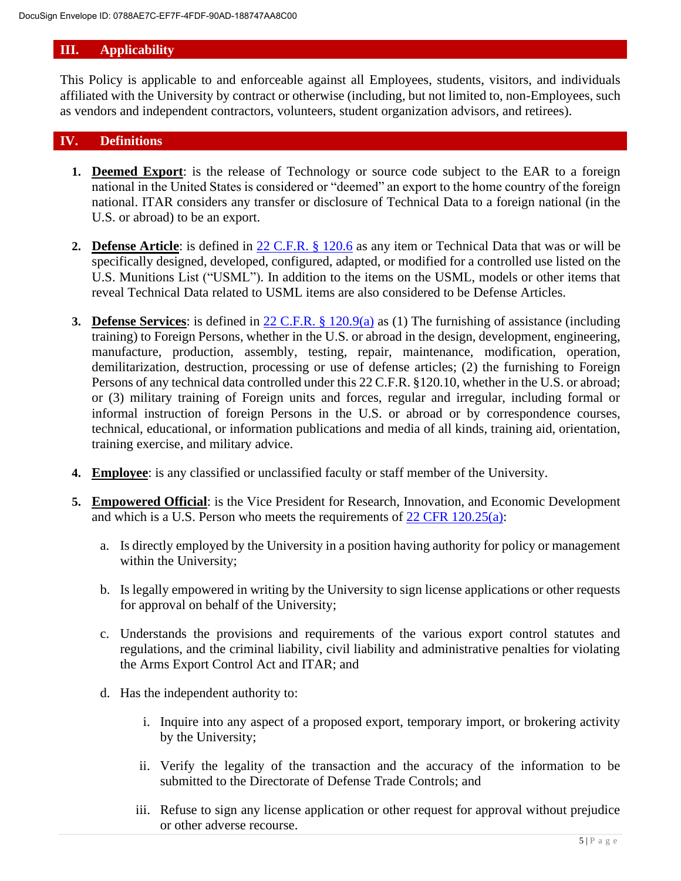## III. Applicability

This Policy is applicable to and enforceable against all Employees, students, visitors, and individuals affiliated with the University by contract or otherwise (including, but not limited to, non-Employees, such as vendors and independent contractors, volunteers, student organization advisors, and retirees).

## IV. Definitions

1. **Deemed Export**: is the release of Technology or source code subject to the EAR to a foreign national in the United States is considered or "deemed" an export to the home country of the foreign national. ITAR considers any transfer or disclosure of Technical Data to a foreign national (in the U.S. or abroad) to be an export.

2. **Defense Article**: is defined in 22 C.F.R. § 120.6 as any item or Technical Data that was or will be specifically designed, developed, configured, adapted, or modified for a controlled use listed on the U.S. Munitions List ("USML"). In addition to the items on the USML, models or other items that reveal Technical Data related to USML items are also considered to be Defense Articles.

3. **Defense Services**: is defined in 22 C.F.R. § 120.9(a) as (1) The furnishing of assistance (including training) to Foreign Persons, whether in the U.S. or abroad in the design, development, engineering, manufacture, production, assembly, testing, repair, maintenance, modification, operation, demilitarization, destruction, processing or use of defense articles; (2) the furnishing to Foreign Persons of any technical data controlled under this 22 C.F.R. §120.10, whether in the U.S. or abroad; or (3) military training of Foreign units and forces, regular and irregular, including formal or informal instruction of foreign Persons in the U.S. or abroad or by correspondence courses, technical, educational, or information publications and media of all kinds, training aid, orientation, training exercise, and military advice.

4. **Employee**: is any classified or unclassified faculty or staff member of the University.

5. **Empowered Official**: is the Vice President for Research, Innovation, and Economic Development and which is a U.S. Person who meets the requirements of 22 CFR 120.25(a):

   a. Is directly employed by the University in a position having authority for policy or management within the University;

   b. Is legally empowered in writing by the University to sign license applications or other requests for approval on behalf of the University;

   c. Understands the provisions and requirements of the various export control statutes and regulations, and the criminal liability, civil liability and administrative penalties for violating the Arms Export Control Act and ITAR; and

   d. Has the independent authority to:

      i. Inquire into any aspect of a proposed export, temporary import, or brokering activity by the University;

      ii. Verify the legality of the transaction and the accuracy of the information to be submitted to the Directorate of Defense Trade Controls; and

      iii. Refuse to sign any license application or other request for approval without prejudice or other adverse recourse.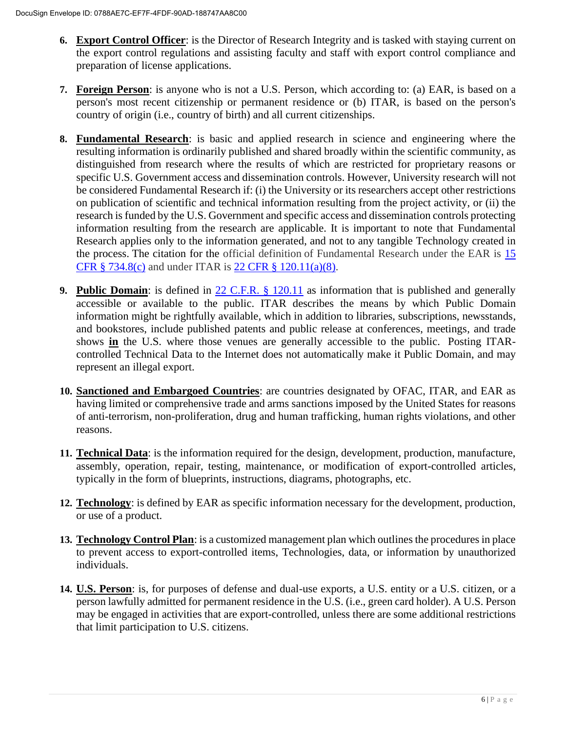6. **Export Control Officer**: is the Director of Research Integrity and is tasked with staying current on the export control regulations and assisting faculty and staff with export control compliance and preparation of license applications.

7. **Foreign Person**: is anyone who is not a U.S. Person, which according to: (a) EAR, is based on a person's most recent citizenship or permanent residence or (b) ITAR, is based on the person's country of origin (i.e., country of birth) and all current citizenships.

8. **Fundamental Research**: is basic and applied research in science and engineering where the resulting information is ordinarily published and shared broadly within the scientific community, as distinguished from research where the results of which are restricted for proprietary reasons or specific U.S. Government access and dissemination controls. However, University research will not be considered Fundamental Research if: (i) the University or its researchers accept other restrictions on publication of scientific and technical information resulting from the project activity, or (ii) the research is funded by the U.S. Government and specific access and dissemination controls protecting information resulting from the research are applicable. It is important to note that Fundamental Research applies only to the information generated, and not to any tangible Technology created in the process. The citation for the official definition of Fundamental Research under the EAR is 15 CFR § 734.8(c) and under ITAR is 22 CFR § 120.11(a)(8).

9. **Public Domain**: is defined in 22 C.F.R. § 120.11 as information that is published and generally accessible or available to the public. ITAR describes the means by which Public Domain information might be rightfully available, which in addition to libraries, subscriptions, newsstands, and bookstores, include published patents and public release at conferences, meetings, and trade shows **in** the U.S. where those venues are generally accessible to the public. Posting ITAR-controlled Technical Data to the Internet does not automatically make it Public Domain, and may represent an illegal export.

10. **Sanctioned and Embargoed Countries**: are countries designated by OFAC, ITAR, and EAR as having limited or comprehensive trade and arms sanctions imposed by the United States for reasons of anti-terrorism, non-proliferation, drug and human trafficking, human rights violations, and other reasons.

11. **Technical Data**: is the information required for the design, development, production, manufacture, assembly, operation, repair, testing, maintenance, or modification of export-controlled articles, typically in the form of blueprints, instructions, diagrams, photographs, etc.

12. **Technology**: is defined by EAR as specific information necessary for the development, production, or use of a product.

13. **Technology Control Plan**: is a customized management plan which outlines the procedures in place to prevent access to export-controlled items, Technologies, data, or information by unauthorized individuals.

14. **U.S. Person**: is, for purposes of defense and dual-use exports, a U.S. entity or a U.S. citizen, or a person lawfully admitted for permanent residence in the U.S. (i.e., green card holder). A U.S. Person may be engaged in activities that are export-controlled, unless there are some additional restrictions that limit participation to U.S. citizens.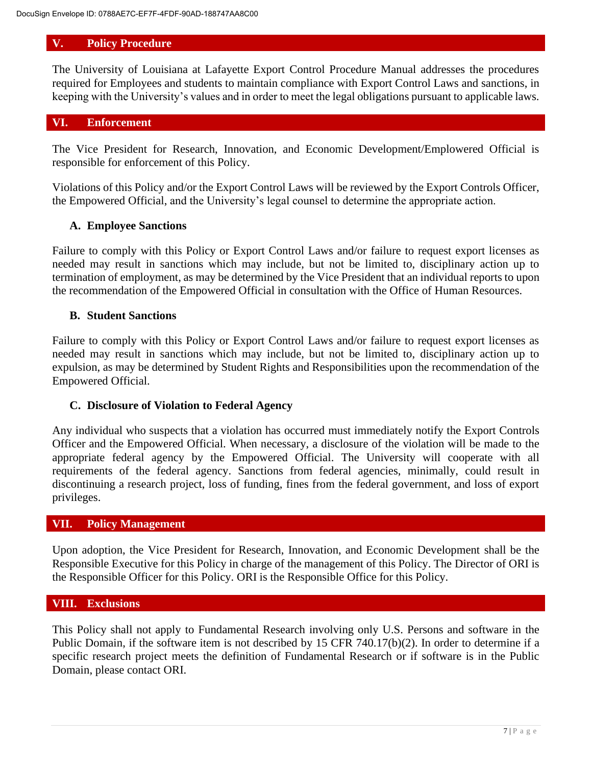## V. Policy Procedure

The University of Louisiana at Lafayette Export Control Procedure Manual addresses the procedures required for Employees and students to maintain compliance with Export Control Laws and sanctions, in keeping with the University's values and in order to meet the legal obligations pursuant to applicable laws.

## VI. Enforcement

The Vice President for Research, Innovation, and Economic Development/Emplowered Official is responsible for enforcement of this Policy.

Violations of this Policy and/or the Export Control Laws will be reviewed by the Export Controls Officer, the Empowered Official, and the University's legal counsel to determine the appropriate action.

### A. Employee Sanctions

Failure to comply with this Policy or Export Control Laws and/or failure to request export licenses as needed may result in sanctions which may include, but not be limited to, disciplinary action up to termination of employment, as may be determined by the Vice President that an individual reports to upon the recommendation of the Empowered Official in consultation with the Office of Human Resources.

### B. Student Sanctions

Failure to comply with this Policy or Export Control Laws and/or failure to request export licenses as needed may result in sanctions which may include, but not be limited to, disciplinary action up to expulsion, as may be determined by Student Rights and Responsibilities upon the recommendation of the Empowered Official.

### C. Disclosure of Violation to Federal Agency

Any individual who suspects that a violation has occurred must immediately notify the Export Controls Officer and the Empowered Official. When necessary, a disclosure of the violation will be made to the appropriate federal agency by the Empowered Official. The University will cooperate with all requirements of the federal agency. Sanctions from federal agencies, minimally, could result in discontinuing a research project, loss of funding, fines from the federal government, and loss of export privileges.

## VII. Policy Management

Upon adoption, the Vice President for Research, Innovation, and Economic Development shall be the Responsible Executive for this Policy in charge of the management of this Policy. The Director of ORI is the Responsible Officer for this Policy. ORI is the Responsible Office for this Policy.

## VIII. Exclusions

This Policy shall not apply to Fundamental Research involving only U.S. Persons and software in the Public Domain, if the software item is not described by 15 CFR 740.17(b)(2). In order to determine if a specific research project meets the definition of Fundamental Research or if software is in the Public Domain, please contact ORI.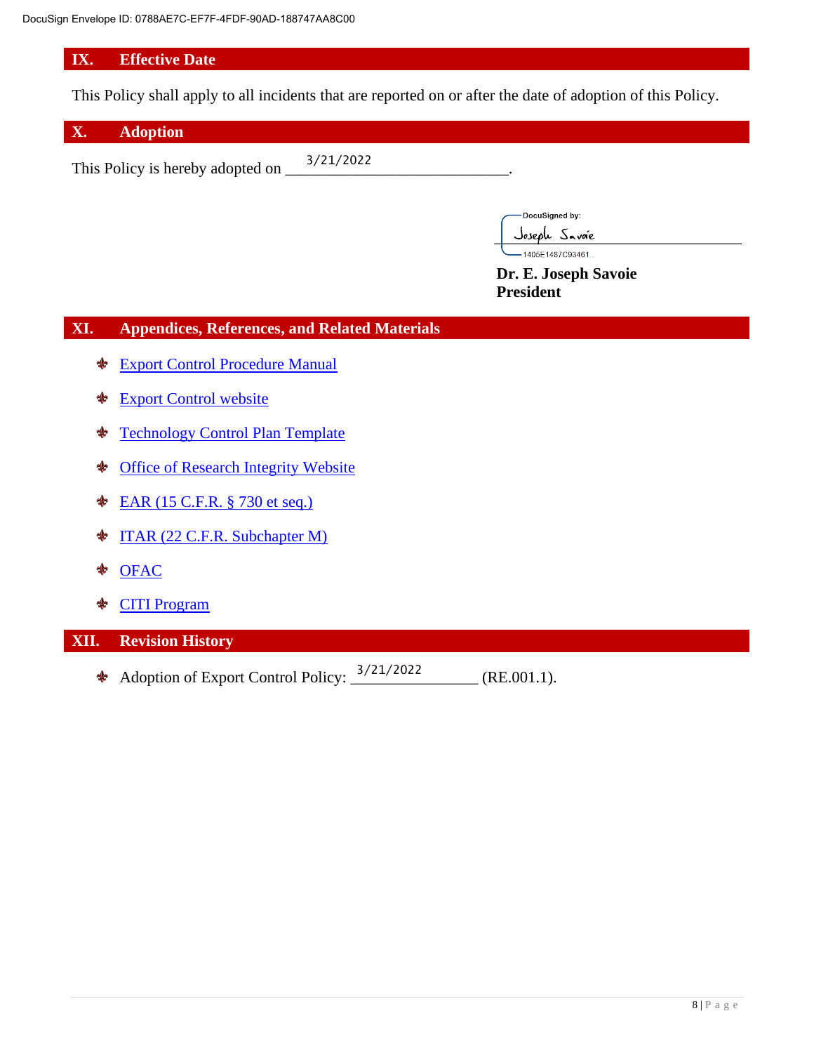## IX. Effective Date

This Policy shall apply to all incidents that are reported on or after the date of adoption of this Policy.

## X. Adoption

This Policy is hereby adopted on 3/21/2022.

DocuSigned by:
Joseph Savoie
1405E1487C93461...

**Dr. E. Joseph Savoie**
**President**

## XI. Appendices, References, and Related Materials

- Export Control Procedure Manual
- Export Control website
- Technology Control Plan Template
- Office of Research Integrity Website
- EAR (15 C.F.R. § 730 et seq.)
- ITAR (22 C.F.R. Subchapter M)
- OFAC
- CITI Program

## XII. Revision History

- Adoption of Export Control Policy: 3/21/2022 (RE.001.1).